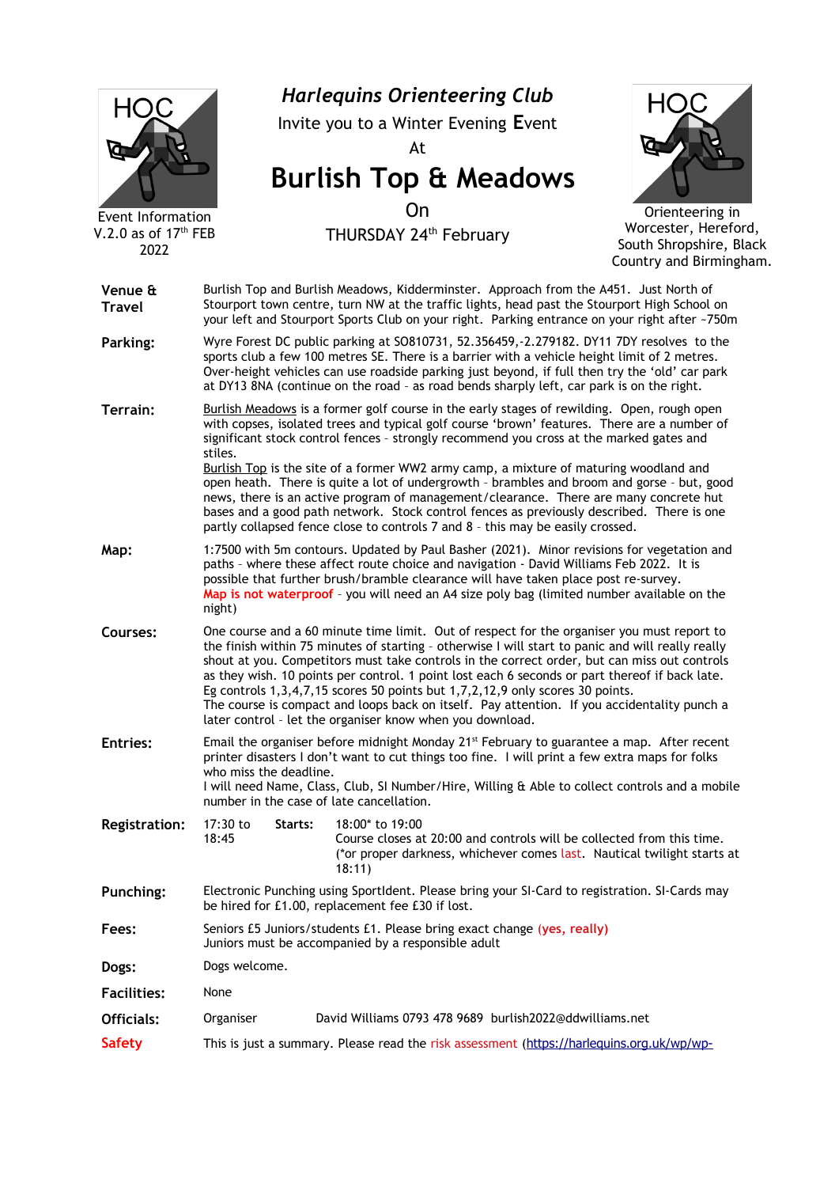HOC

Event Information
V.2.0 as of 17th FEB 2022

# *Harlequins Orienteering Club*

Invite you to a Winter Evening **E**vent

At

# Burlish Top & Meadows

On

THURSDAY 24th February

HOC

Orienteering in Worcester, Hereford, South Shropshire, Black Country and Birmingham.

**Venue & Travel**

Burlish Top and Burlish Meadows, Kidderminster. Approach from the A451. Just North of Stourport town centre, turn NW at the traffic lights, head past the Stourport High School on your left and Stourport Sports Club on your right. Parking entrance on your right after ~750m

**Parking:**

Wyre Forest DC public parking at SO810731, 52.356459,-2.279182. DY11 7DY resolves to the sports club a few 100 metres SE. There is a barrier with a vehicle height limit of 2 metres. Over-height vehicles can use roadside parking just beyond, if full then try the 'old' car park at DY13 8NA (continue on the road - as road bends sharply left, car park is on the right.

**Terrain:**

Burlish Meadows is a former golf course in the early stages of rewilding. Open, rough open with copses, isolated trees and typical golf course 'brown' features. There are a number of significant stock control fences - strongly recommend you cross at the marked gates and stiles.

Burlish Top is the site of a former WW2 army camp, a mixture of maturing woodland and open heath. There is quite a lot of undergrowth - brambles and broom and gorse - but, good news, there is an active program of management/clearance. There are many concrete hut bases and a good path network. Stock control fences as previously described. There is one partly collapsed fence close to controls 7 and 8 - this may be easily crossed.

**Map:**

1:7500 with 5m contours. Updated by Paul Basher (2021). Minor revisions for vegetation and paths - where these affect route choice and navigation - David Williams Feb 2022. It is possible that further brush/bramble clearance will have taken place post re-survey.
**Map is not waterproof** - you will need an A4 size poly bag (limited number available on the night)

**Courses:**

One course and a 60 minute time limit. Out of respect for the organiser you must report to the finish within 75 minutes of starting - otherwise I will start to panic and will really really shout at you. Competitors must take controls in the correct order, but can miss out controls as they wish. 10 points per control. 1 point lost each 6 seconds or part thereof if back late. Eg controls 1,3,4,7,15 scores 50 points but 1,7,2,12,9 only scores 30 points.
The course is compact and loops back on itself. Pay attention. If you accidentally punch a later control - let the organiser know when you download.

**Entries:**

Email the organiser before midnight Monday 21st February to guarantee a map. After recent printer disasters I don't want to cut things too fine. I will print a few extra maps for folks who miss the deadline.
I will need Name, Class, Club, SI Number/Hire, Willing & Able to collect controls and a mobile number in the case of late cancellation.

**Registration:** 17:30 to 18:45 **Starts:** 18:00* to 19:00
Course closes at 20:00 and controls will be collected from this time.
(*or proper darkness, whichever comes last. Nautical twilight starts at 18:11)

**Punching:**

Electronic Punching using SportIdent. Please bring your SI-Card to registration. SI-Cards may be hired for £1.00, replacement fee £30 if lost.

**Fees:**

Seniors £5 Juniors/students £1. Please bring exact change (yes, really)
Juniors must be accompanied by a responsible adult

**Dogs:**

Dogs welcome.

**Facilities:**

None

**Officials:**

Organiser David Williams 0793 478 9689 burlish2022@ddwilliams.net

**Safety**

This is just a summary. Please read the risk assessment (https://harlequins.org.uk/wp/wp-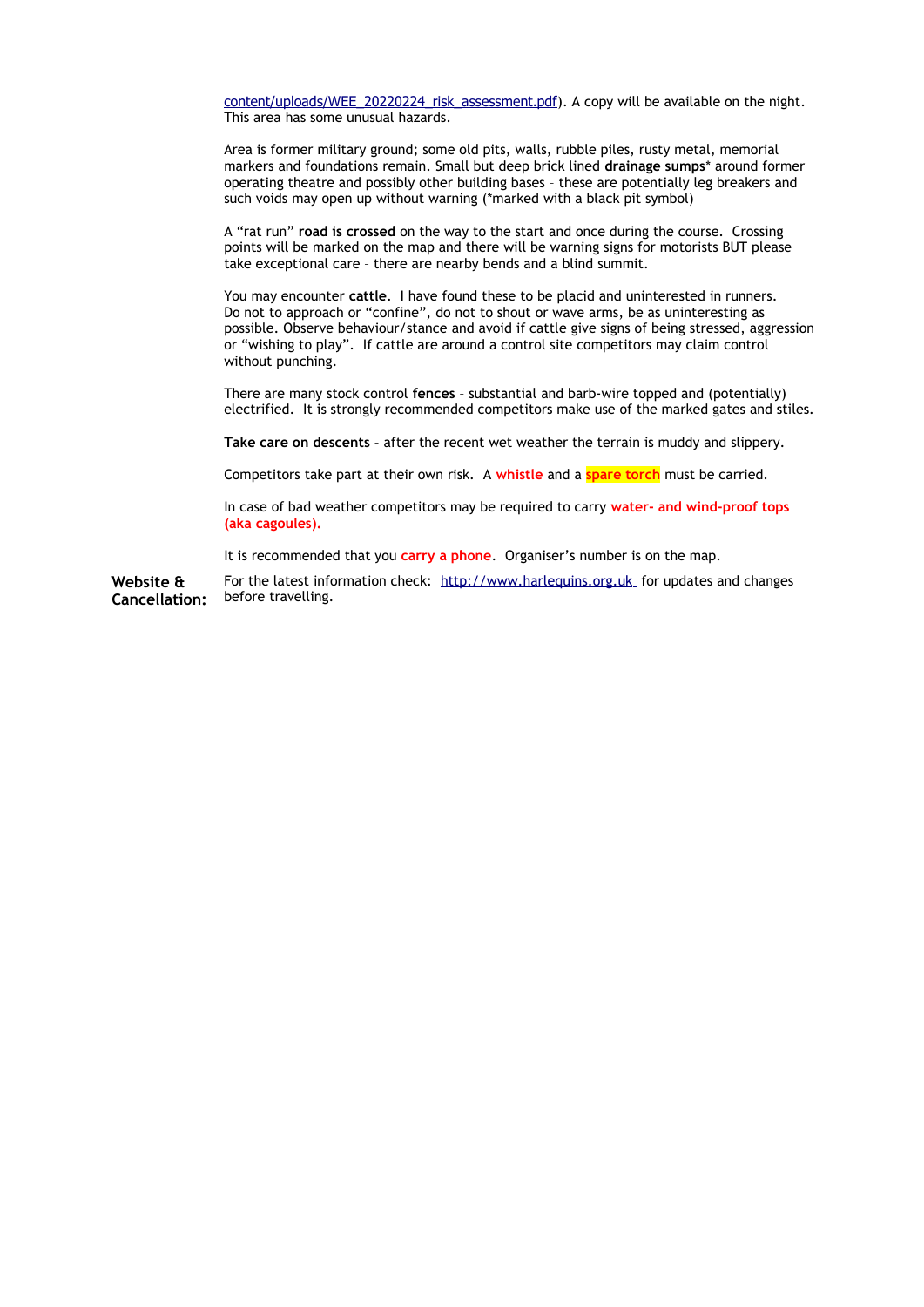content/uploads/WEE_20220224_risk_assessment.pdf). A copy will be available on the night. This area has some unusual hazards.

Area is former military ground; some old pits, walls, rubble piles, rusty metal, memorial markers and foundations remain. Small but deep brick lined **drainage sumps*** around former operating theatre and possibly other building bases – these are potentially leg breakers and such voids may open up without warning (*marked with a black pit symbol)

A "rat run" **road is crossed** on the way to the start and once during the course. Crossing points will be marked on the map and there will be warning signs for motorists BUT please take exceptional care – there are nearby bends and a blind summit.

You may encounter **cattle**. I have found these to be placid and uninterested in runners. Do not to approach or "confine", do not to shout or wave arms, be as uninteresting as possible. Observe behaviour/stance and avoid if cattle give signs of being stressed, aggression or "wishing to play". If cattle are around a control site competitors may claim control without punching.

There are many stock control **fences** – substantial and barb-wire topped and (potentially) electrified. It is strongly recommended competitors make use of the marked gates and stiles.

**Take care on descents** – after the recent wet weather the terrain is muddy and slippery.

Competitors take part at their own risk. A **whistle** and a **spare torch** must be carried.

In case of bad weather competitors may be required to carry **water- and wind-proof tops (aka cagoules).**

It is recommended that you **carry a phone**. Organiser's number is on the map.

**Website & Cancellation:** For the latest information check: http://www.harlequins.org.uk for updates and changes before travelling.